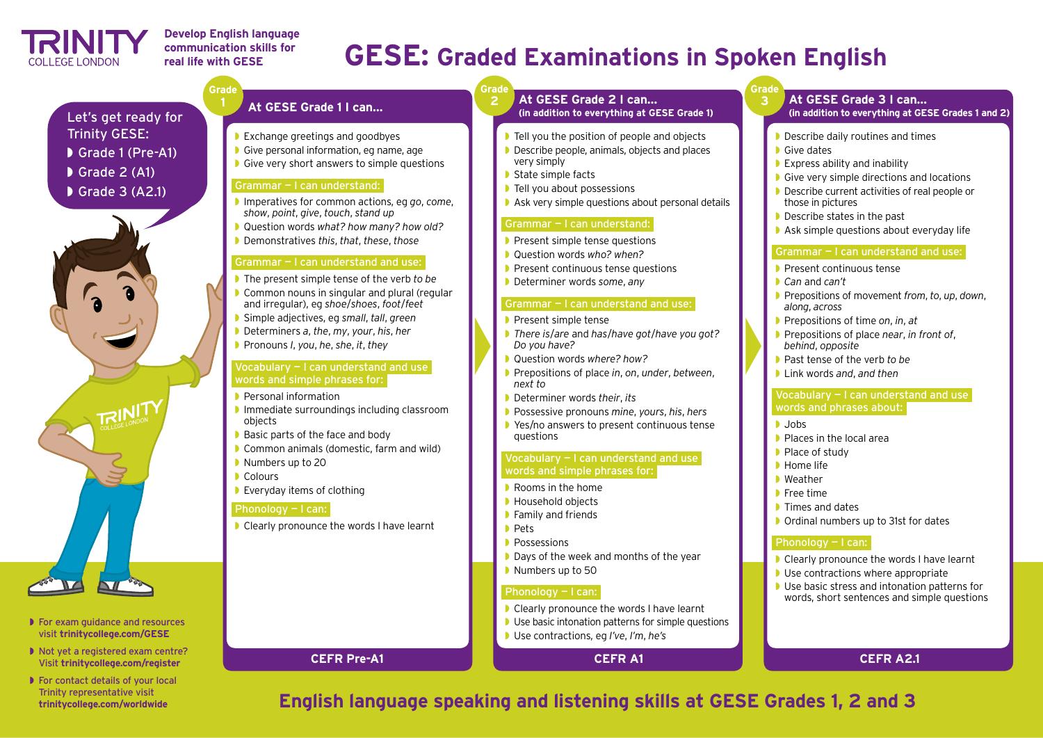# TRINITY COLLEGE LONDON

**Develop English language communication skills for real life with GESE**

# GESE: Graded Examinations in Spoken English

Let's get ready for Trinity GESE:

- Grade 1 (Pre-A1)
- Grade 2 (A1)
- Grade 3 (A2.1)

- For exam guidance and resources visit **trinitycollege.com/GESE**
- Not yet a registered exam centre? Visit **trinitycollege.com/register**
- For contact details of your local Trinity representative visit **trinitycollege.com/worldwide**

## Grade 1 — At GESE Grade 1 I can...

- Exchange greetings and goodbyes
- Give personal information, eg name, age
- Give very short answers to simple questions

### Grammar – I can understand:

- Imperatives for common actions, eg *go*, *come*, *show*, *point*, *give*, *touch*, *stand up*
- Question words *what? how many? how old?*
- Demonstratives *this*, *that*, *these*, *those*

### Grammar – I can understand and use:

- The present simple tense of the verb *to be*
- Common nouns in singular and plural (regular and irregular), eg *shoe*/*shoes*, *foot*/*feet*
- Simple adjectives, eg *small*, *tall*, *green*
- Determiners *a*, *the*, *my*, *your*, *his*, *her*
- Pronouns *I*, *you*, *he*, *she*, *it*, *they*

### Vocabulary – I can understand and use words and simple phrases for:

- Personal information
- Immediate surroundings including classroom objects
- Basic parts of the face and body
- Common animals (domestic, farm and wild)
- Numbers up to 20
- Colours
- Everyday items of clothing

### Phonology – I can:

- Clearly pronounce the words I have learnt

**CEFR Pre-A1**

## Grade 2 — At GESE Grade 2 I can... (in addition to everything at GESE Grade 1)

- Tell you the position of people and objects
- Describe people, animals, objects and places very simply
- State simple facts
- Tell you about possessions
- Ask very simple questions about personal details

### Grammar – I can understand:

- Present simple tense questions
- Question words *who? when?*
- Present continuous tense questions
- Determiner words *some*, *any*

### Grammar – I can understand and use:

- Present simple tense
- *There is*/*are* and *has*/*have got*/*have you got? Do you have?*
- Question words *where? how?*
- Prepositions of place *in*, *on*, *under*, *between*, *next to*
- Determiner words *their*, *its*
- Possessive pronouns *mine*, *yours*, *his*, *hers*
- Yes/no answers to present continuous tense questions

### Vocabulary – I can understand and use words and simple phrases for:

- Rooms in the home
- Household objects
- Family and friends
- Pets
- Possessions
- Days of the week and months of the year
- Numbers up to 50

### Phonology – I can:

- Clearly pronounce the words I have learnt
- Use basic intonation patterns for simple questions
- Use contractions, eg *I've*, *I'm*, *he's*

**CEFR A1**

## Grade 3 — At GESE Grade 3 I can... (in addition to everything at GESE Grades 1 and 2)

- Describe daily routines and times
- Give dates
- Express ability and inability
- Give very simple directions and locations
- Describe current activities of real people or those in pictures
- Describe states in the past
- Ask simple questions about everyday life

### Grammar – I can understand and use:

- Present continuous tense
- *Can* and *can't*
- Prepositions of movement *from*, *to*, *up*, *down*, *along*, *across*
- Prepositions of time *on*, *in*, *at*
- Prepositions of place *near*, *in front of*, *behind*, *opposite*
- Past tense of the verb *to be*
- Link words *and*, *and then*

### Vocabulary – I can understand and use words and phrases about:

- Jobs
- Places in the local area
- Place of study
- Home life
- Weather
- Free time
- Times and dates
- Ordinal numbers up to 31st for dates

### Phonology – I can:

- Clearly pronounce the words I have learnt
- Use contractions where appropriate
- Use basic stress and intonation patterns for words, short sentences and simple questions

**CEFR A2.1**

**English language speaking and listening skills at GESE Grades 1, 2 and 3**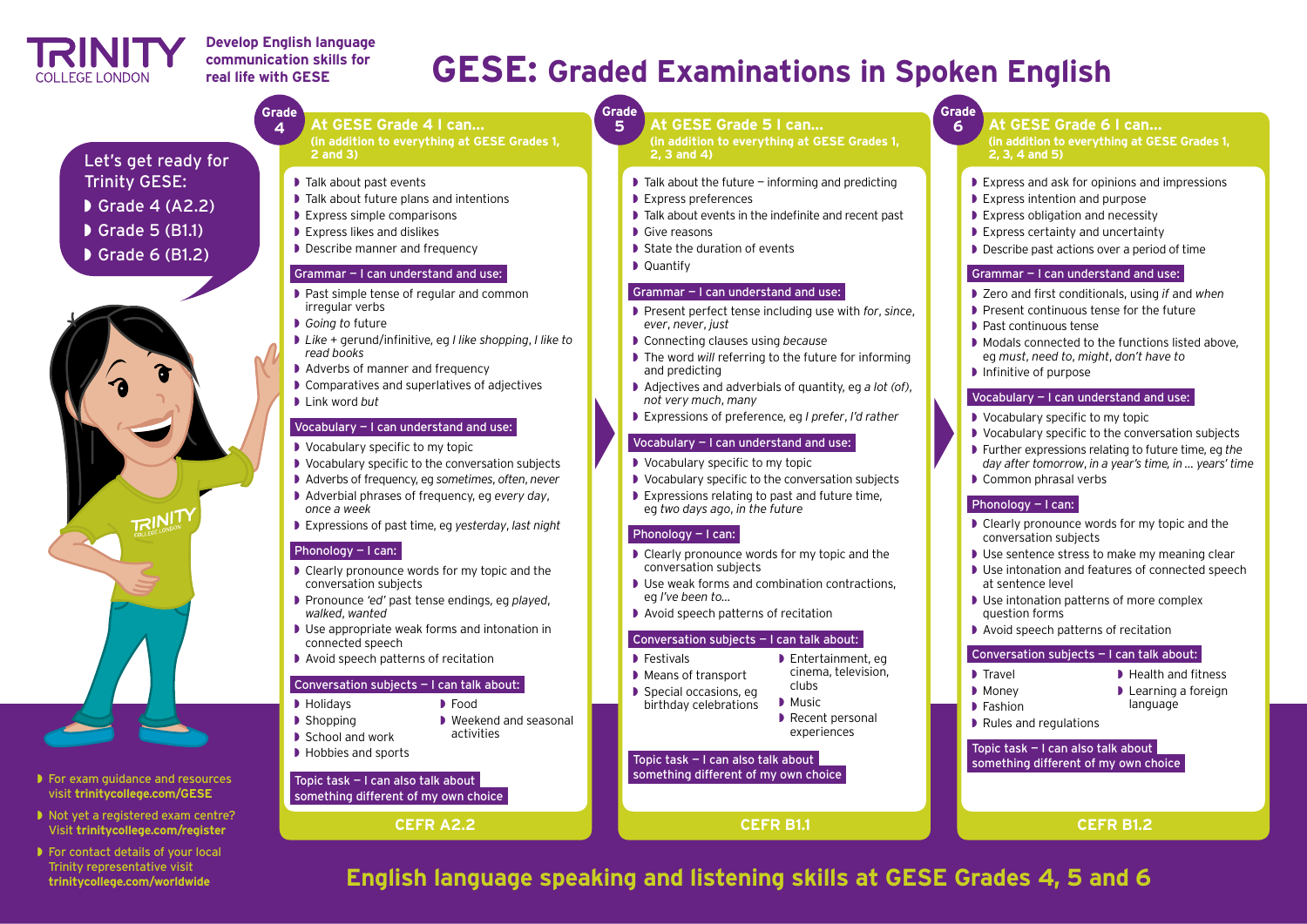TRINITY COLLEGE LONDON

**Develop English language communication skills for real life with GESE**

# GESE: Graded Examinations in Spoken English

Let's get ready for Trinity GESE:

- Grade 4 (A2.2)
- Grade 5 (B1.1)
- Grade 6 (B1.2)

## Grade 4

### At GESE Grade 4 I can...

**(in addition to everything at GESE Grades 1, 2 and 3)**

- Talk about past events
- Talk about future plans and intentions
- Express simple comparisons
- Express likes and dislikes
- Describe manner and frequency

#### Grammar – I can understand and use:

- Past simple tense of regular and common irregular verbs
- *Going to* future
- *Like* + gerund/infinitive, eg *I like shopping*, *I like to read books*
- Adverbs of manner and frequency
- Comparatives and superlatives of adjectives
- Link word *but*

#### Vocabulary – I can understand and use:

- Vocabulary specific to my topic
- Vocabulary specific to the conversation subjects
- Adverbs of frequency, eg *sometimes*, *often*, *never*
- Adverbial phrases of frequency, eg *every day*, *once a week*
- Expressions of past time, eg *yesterday*, *last night*

#### Phonology – I can:

- Clearly pronounce words for my topic and the conversation subjects
- Pronounce *'ed'* past tense endings, eg *played*, *walked*, *wanted*
- Use appropriate weak forms and intonation in connected speech
- Avoid speech patterns of recitation

#### Conversation subjects – I can talk about:

- Holidays
- Shopping
- School and work
- Hobbies and sports
- Food
- Weekend and seasonal activities

#### Topic task – I can also talk about something different of my own choice

**CEFR A2.2**

## Grade 5

### At GESE Grade 5 I can...

**(in addition to everything at GESE Grades 1, 2, 3 and 4)**

- Talk about the future – informing and predicting
- Express preferences
- Talk about events in the indefinite and recent past
- Give reasons
- State the duration of events
- Quantify

#### Grammar – I can understand and use:

- Present perfect tense including use with *for*, *since*, *ever*, *never*, *just*
- Connecting clauses using *because*
- The word *will* referring to the future for informing and predicting
- Adjectives and adverbials of quantity, eg *a lot (of)*, *not very much*, *many*
- Expressions of preference, eg *I prefer*, *I'd rather*

#### Vocabulary – I can understand and use:

- Vocabulary specific to my topic
- Vocabulary specific to the conversation subjects
- Expressions relating to past and future time, eg *two days ago*, *in the future*

#### Phonology – I can:

- Clearly pronounce words for my topic and the conversation subjects
- Use weak forms and combination contractions, eg *I've been to...*
- Avoid speech patterns of recitation

#### Conversation subjects – I can talk about:

- Festivals
- Means of transport
- Special occasions, eg birthday celebrations
- Entertainment, eg cinema, television, clubs
- Music
- Recent personal experiences

#### Topic task – I can also talk about something different of my own choice

**CEFR B1.1**

## Grade 6

### At GESE Grade 6 I can...

**(in addition to everything at GESE Grades 1, 2, 3, 4 and 5)**

- Express and ask for opinions and impressions
- Express intention and purpose
- Express obligation and necessity
- Express certainty and uncertainty
- Describe past actions over a period of time

#### Grammar – I can understand and use:

- Zero and first conditionals, using *if* and *when*
- Present continuous tense for the future
- Past continuous tense
- Modals connected to the functions listed above, eg *must*, *need to*, *might*, *don't have to*
- Infinitive of purpose

#### Vocabulary – I can understand and use:

- Vocabulary specific to my topic
- Vocabulary specific to the conversation subjects
- Further expressions relating to future time, eg *the day after tomorrow*, *in a year's time*, *in ... years' time*
- Common phrasal verbs

#### Phonology – I can:

- Clearly pronounce words for my topic and the conversation subjects
- Use sentence stress to make my meaning clear
- Use intonation and features of connected speech at sentence level
- Use intonation patterns of more complex question forms
- Avoid speech patterns of recitation

#### Conversation subjects – I can talk about:

- Travel
- Money
- Fashion
- Rules and regulations
- Health and fitness
- Learning a foreign language

#### Topic task – I can also talk about something different of my own choice

**CEFR B1.2**

---

- For exam guidance and resources visit **trinitycollege.com/GESE**
- Not yet a registered exam centre? Visit **trinitycollege.com/register**
- For contact details of your local Trinity representative visit **trinitycollege.com/worldwide**

**English language speaking and listening skills at GESE Grades 4, 5 and 6**